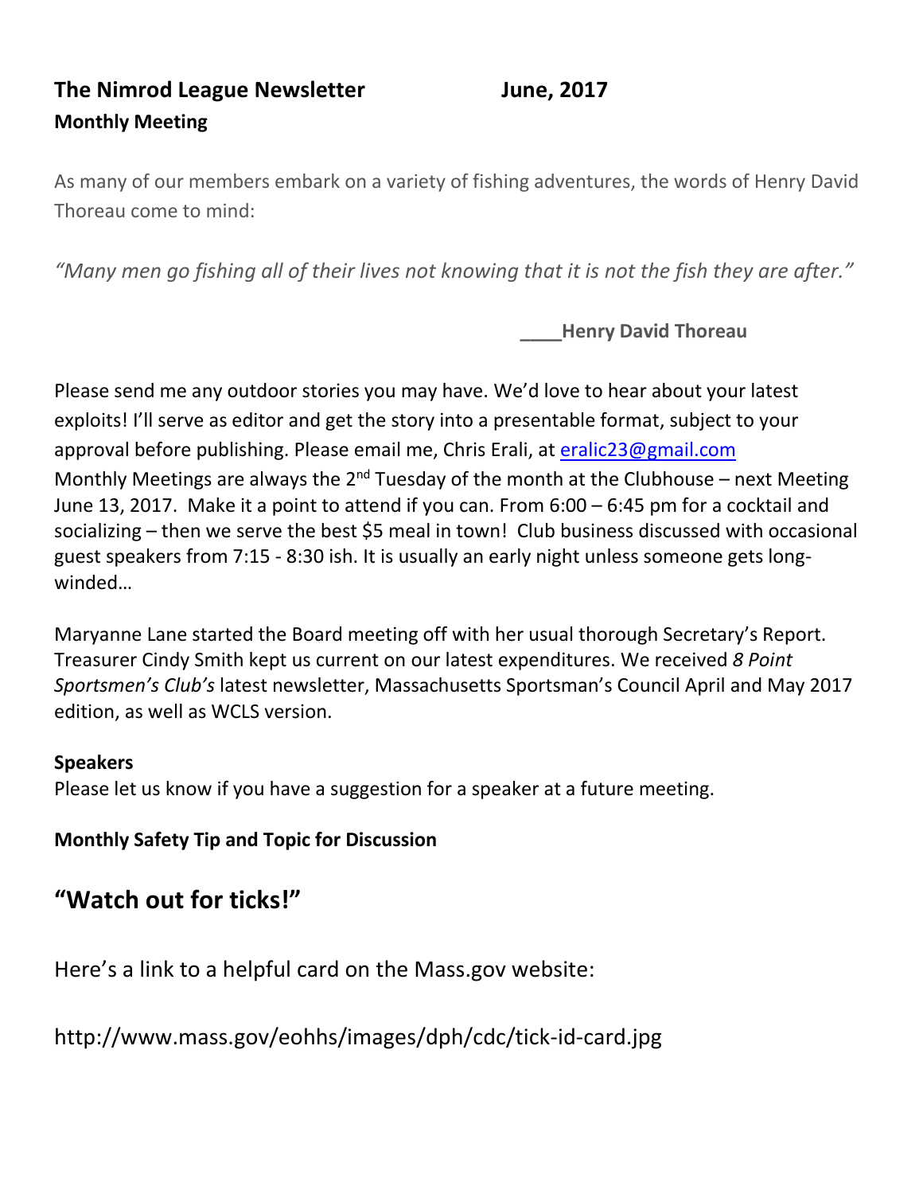**The Nimrod League Newsletter June, 2017**

**Monthly Meeting**

As many of our members embark on a variety of fishing adventures, the words of Henry David Thoreau come to mind:

*"Many men go fishing all of their lives not knowing that it is not the fish they are after."*

**____Henry David Thoreau**

Please send me any outdoor stories you may have. We'd love to hear about your latest exploits! I'll serve as editor and get the story into a presentable format, subject to your approval before publishing. Please email me, Chris Erali, at eralic23@gmail.com
Monthly Meetings are always the 2nd Tuesday of the month at the Clubhouse – next Meeting June 13, 2017. Make it a point to attend if you can. From 6:00 – 6:45 pm for a cocktail and socializing – then we serve the best $5 meal in town! Club business discussed with occasional guest speakers from 7:15 - 8:30 ish. It is usually an early night unless someone gets long-winded…

Maryanne Lane started the Board meeting off with her usual thorough Secretary's Report. Treasurer Cindy Smith kept us current on our latest expenditures. We received *8 Point Sportsmen's Club's* latest newsletter, Massachusetts Sportsman's Council April and May 2017 edition, as well as WCLS version.

**Speakers**
Please let us know if you have a suggestion for a speaker at a future meeting.

**Monthly Safety Tip and Topic for Discussion**

## "Watch out for ticks!"

Here's a link to a helpful card on the Mass.gov website:

http://www.mass.gov/eohhs/images/dph/cdc/tick-id-card.jpg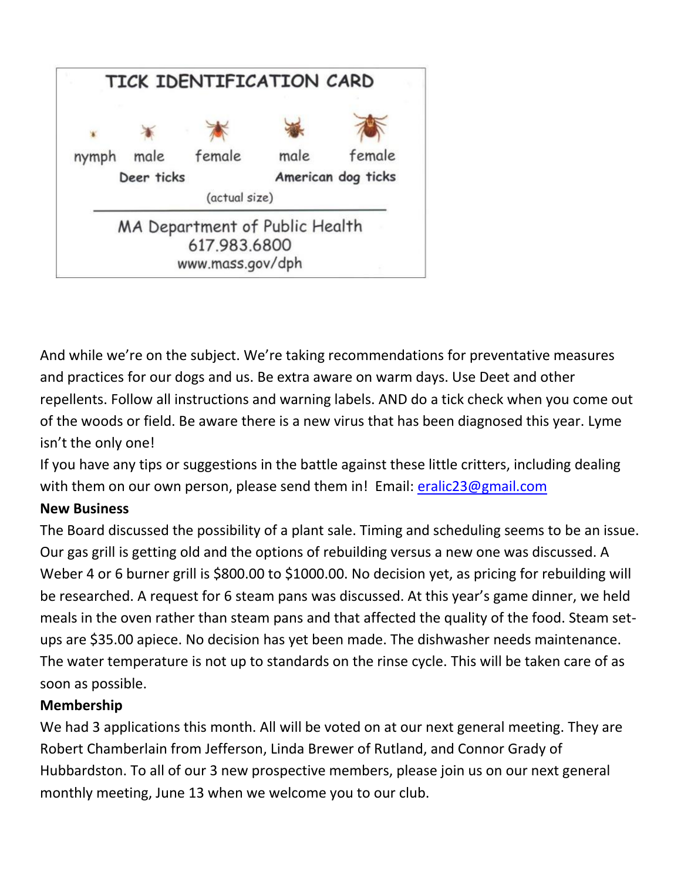TICK IDENTIFICATION CARD

nymph male female male female

Deer ticks American dog ticks

(actual size)

MA Department of Public Health
617.983.6800
www.mass.gov/dph

And while we're on the subject. We're taking recommendations for preventative measures and practices for our dogs and us. Be extra aware on warm days. Use Deet and other repellents. Follow all instructions and warning labels. AND do a tick check when you come out of the woods or field. Be aware there is a new virus that has been diagnosed this year. Lyme isn't the only one!

If you have any tips or suggestions in the battle against these little critters, including dealing with them on our own person, please send them in! Email: eralic23@gmail.com

**New Business**

The Board discussed the possibility of a plant sale. Timing and scheduling seems to be an issue. Our gas grill is getting old and the options of rebuilding versus a new one was discussed. A Weber 4 or 6 burner grill is $800.00 to $1000.00. No decision yet, as pricing for rebuilding will be researched. A request for 6 steam pans was discussed. At this year's game dinner, we held meals in the oven rather than steam pans and that affected the quality of the food. Steam set-ups are $35.00 apiece. No decision has yet been made. The dishwasher needs maintenance. The water temperature is not up to standards on the rinse cycle. This will be taken care of as soon as possible.

**Membership**

We had 3 applications this month. All will be voted on at our next general meeting. They are Robert Chamberlain from Jefferson, Linda Brewer of Rutland, and Connor Grady of Hubbardston. To all of our 3 new prospective members, please join us on our next general monthly meeting, June 13 when we welcome you to our club.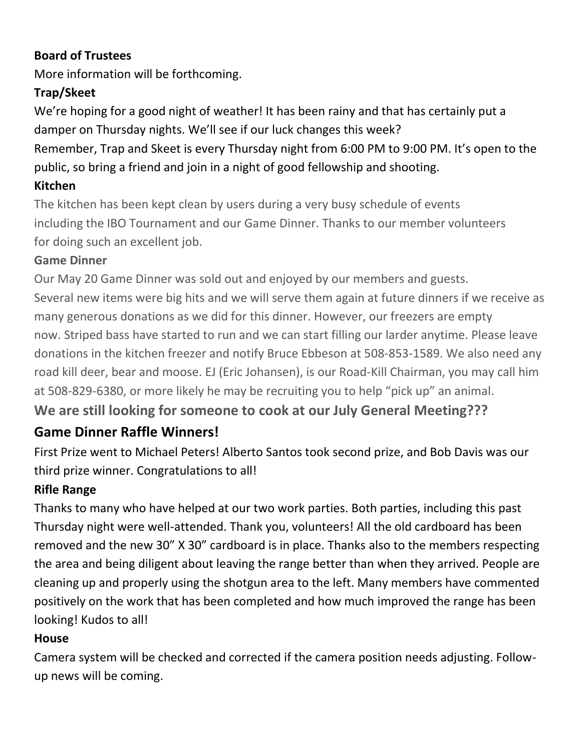**Board of Trustees**

More information will be forthcoming.

**Trap/Skeet**

We're hoping for a good night of weather! It has been rainy and that has certainly put a damper on Thursday nights. We'll see if our luck changes this week?

Remember, Trap and Skeet is every Thursday night from 6:00 PM to 9:00 PM. It's open to the public, so bring a friend and join in a night of good fellowship and shooting.

**Kitchen**

The kitchen has been kept clean by users during a very busy schedule of events including the IBO Tournament and our Game Dinner. Thanks to our member volunteers for doing such an excellent job.

**Game Dinner**

Our May 20 Game Dinner was sold out and enjoyed by our members and guests. Several new items were big hits and we will serve them again at future dinners if we receive as many generous donations as we did for this dinner. However, our freezers are empty now. Striped bass have started to run and we can start filling our larder anytime. Please leave donations in the kitchen freezer and notify Bruce Ebbeson at 508-853-1589. We also need any road kill deer, bear and moose. EJ (Eric Johansen), is our Road-Kill Chairman, you may call him at 508-829-6380, or more likely he may be recruiting you to help "pick up" an animal.

**We are still looking for someone to cook at our July General Meeting???**

## Game Dinner Raffle Winners!

First Prize went to Michael Peters! Alberto Santos took second prize, and Bob Davis was our third prize winner. Congratulations to all!

**Rifle Range**

Thanks to many who have helped at our two work parties. Both parties, including this past Thursday night were well-attended. Thank you, volunteers! All the old cardboard has been removed and the new 30" X 30" cardboard is in place. Thanks also to the members respecting the area and being diligent about leaving the range better than when they arrived. People are cleaning up and properly using the shotgun area to the left. Many members have commented positively on the work that has been completed and how much improved the range has been looking! Kudos to all!

**House**

Camera system will be checked and corrected if the camera position needs adjusting. Follow-up news will be coming.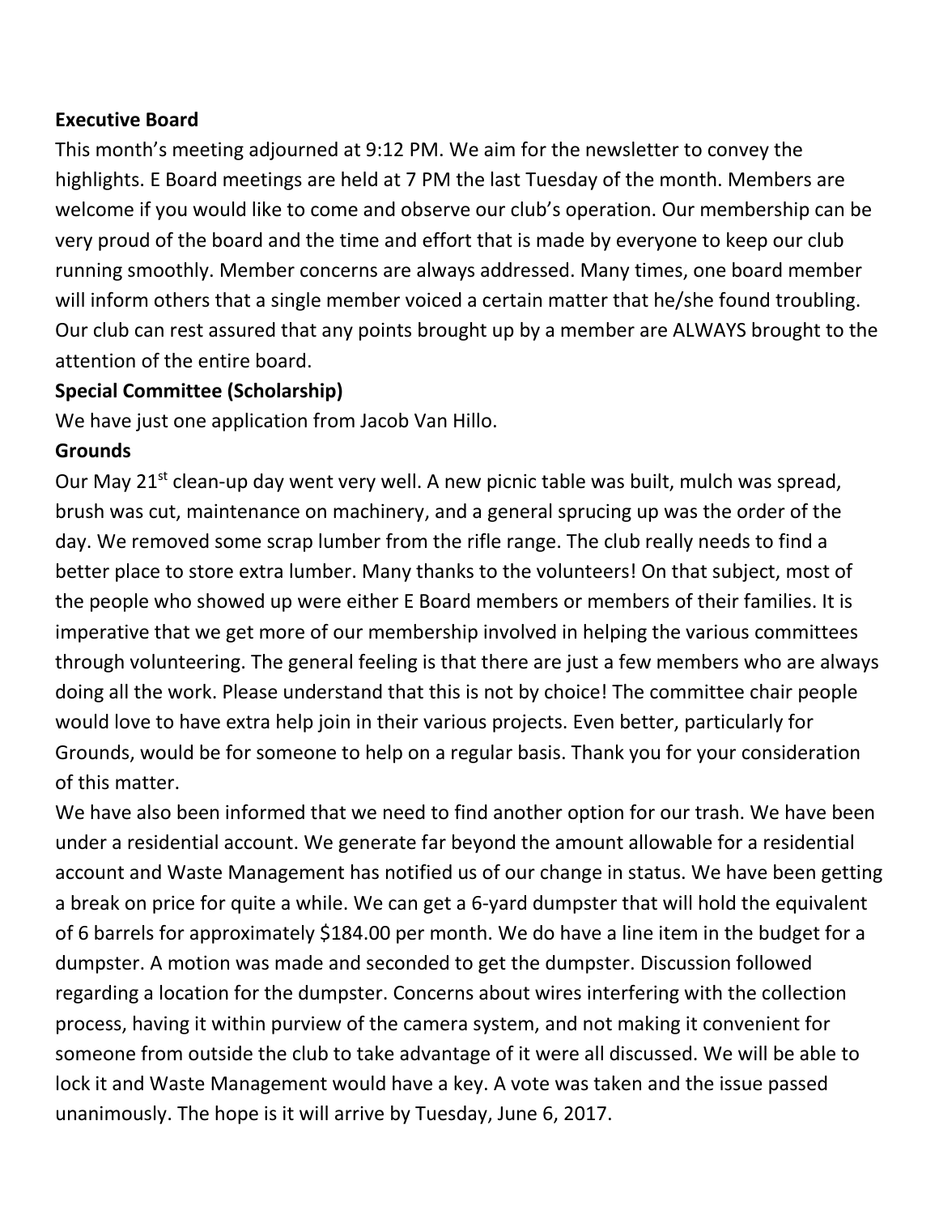**Executive Board**

This month's meeting adjourned at 9:12 PM. We aim for the newsletter to convey the highlights. E Board meetings are held at 7 PM the last Tuesday of the month. Members are welcome if you would like to come and observe our club's operation. Our membership can be very proud of the board and the time and effort that is made by everyone to keep our club running smoothly. Member concerns are always addressed. Many times, one board member will inform others that a single member voiced a certain matter that he/she found troubling. Our club can rest assured that any points brought up by a member are ALWAYS brought to the attention of the entire board.

**Special Committee (Scholarship)**

We have just one application from Jacob Van Hillo.

**Grounds**

Our May 21st clean-up day went very well. A new picnic table was built, mulch was spread, brush was cut, maintenance on machinery, and a general sprucing up was the order of the day. We removed some scrap lumber from the rifle range. The club really needs to find a better place to store extra lumber. Many thanks to the volunteers! On that subject, most of the people who showed up were either E Board members or members of their families. It is imperative that we get more of our membership involved in helping the various committees through volunteering. The general feeling is that there are just a few members who are always doing all the work. Please understand that this is not by choice! The committee chair people would love to have extra help join in their various projects. Even better, particularly for Grounds, would be for someone to help on a regular basis. Thank you for your consideration of this matter.

We have also been informed that we need to find another option for our trash. We have been under a residential account. We generate far beyond the amount allowable for a residential account and Waste Management has notified us of our change in status. We have been getting a break on price for quite a while. We can get a 6-yard dumpster that will hold the equivalent of 6 barrels for approximately $184.00 per month. We do have a line item in the budget for a dumpster. A motion was made and seconded to get the dumpster. Discussion followed regarding a location for the dumpster. Concerns about wires interfering with the collection process, having it within purview of the camera system, and not making it convenient for someone from outside the club to take advantage of it were all discussed. We will be able to lock it and Waste Management would have a key. A vote was taken and the issue passed unanimously. The hope is it will arrive by Tuesday, June 6, 2017.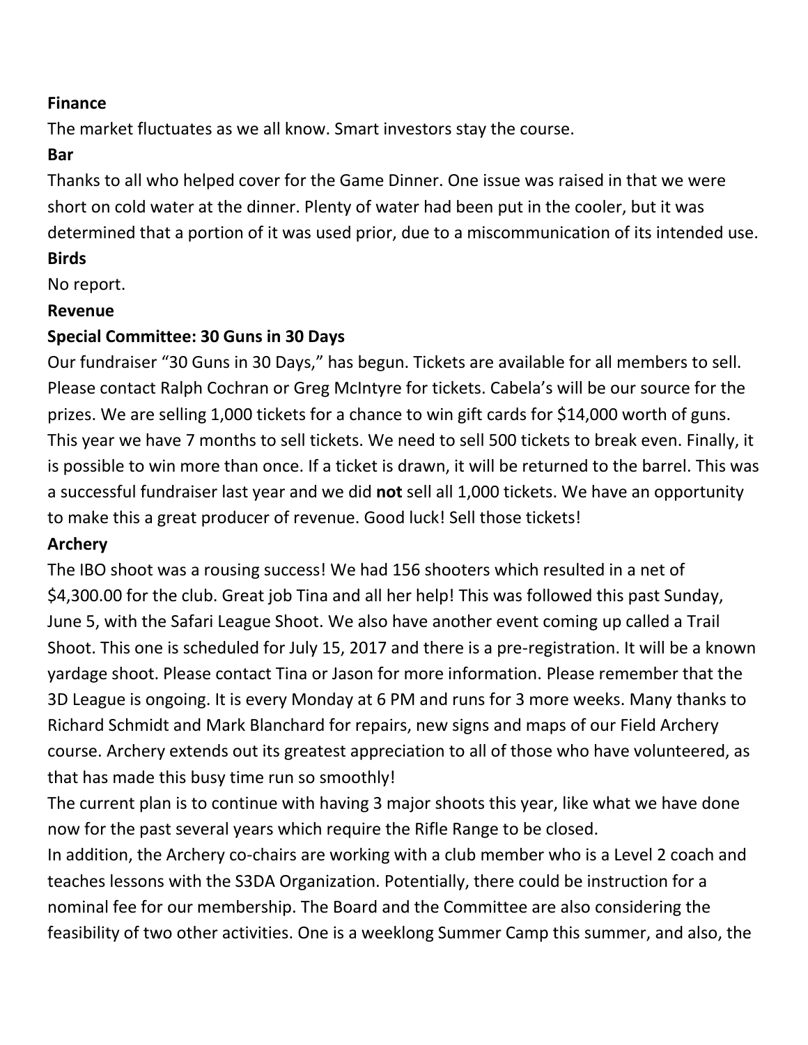**Finance**

The market fluctuates as we all know. Smart investors stay the course.

**Bar**

Thanks to all who helped cover for the Game Dinner. One issue was raised in that we were short on cold water at the dinner. Plenty of water had been put in the cooler, but it was determined that a portion of it was used prior, due to a miscommunication of its intended use.

**Birds**

No report.

**Revenue**

**Special Committee: 30 Guns in 30 Days**

Our fundraiser "30 Guns in 30 Days," has begun. Tickets are available for all members to sell. Please contact Ralph Cochran or Greg McIntyre for tickets. Cabela's will be our source for the prizes. We are selling 1,000 tickets for a chance to win gift cards for $14,000 worth of guns. This year we have 7 months to sell tickets. We need to sell 500 tickets to break even. Finally, it is possible to win more than once. If a ticket is drawn, it will be returned to the barrel. This was a successful fundraiser last year and we did **not** sell all 1,000 tickets. We have an opportunity to make this a great producer of revenue. Good luck! Sell those tickets!

**Archery**

The IBO shoot was a rousing success! We had 156 shooters which resulted in a net of $4,300.00 for the club. Great job Tina and all her help! This was followed this past Sunday, June 5, with the Safari League Shoot. We also have another event coming up called a Trail Shoot. This one is scheduled for July 15, 2017 and there is a pre-registration. It will be a known yardage shoot. Please contact Tina or Jason for more information. Please remember that the 3D League is ongoing. It is every Monday at 6 PM and runs for 3 more weeks. Many thanks to Richard Schmidt and Mark Blanchard for repairs, new signs and maps of our Field Archery course. Archery extends out its greatest appreciation to all of those who have volunteered, as that has made this busy time run so smoothly!

The current plan is to continue with having 3 major shoots this year, like what we have done now for the past several years which require the Rifle Range to be closed.

In addition, the Archery co-chairs are working with a club member who is a Level 2 coach and teaches lessons with the S3DA Organization. Potentially, there could be instruction for a nominal fee for our membership. The Board and the Committee are also considering the feasibility of two other activities. One is a weeklong Summer Camp this summer, and also, the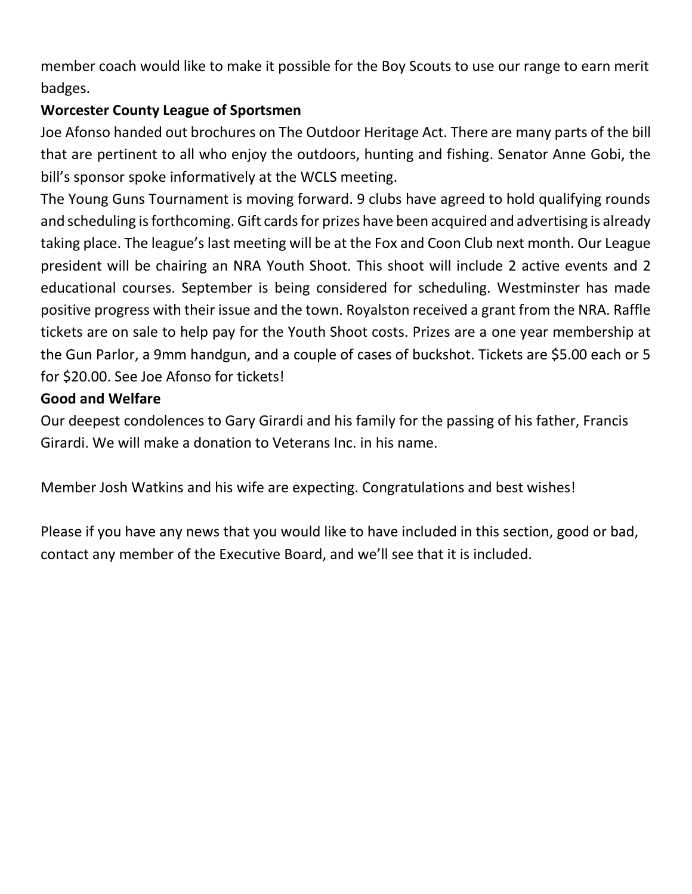member coach would like to make it possible for the Boy Scouts to use our range to earn merit badges.

**Worcester County League of Sportsmen**

Joe Afonso handed out brochures on The Outdoor Heritage Act. There are many parts of the bill that are pertinent to all who enjoy the outdoors, hunting and fishing. Senator Anne Gobi, the bill's sponsor spoke informatively at the WCLS meeting.

The Young Guns Tournament is moving forward. 9 clubs have agreed to hold qualifying rounds and scheduling is forthcoming. Gift cards for prizes have been acquired and advertising is already taking place. The league's last meeting will be at the Fox and Coon Club next month. Our League president will be chairing an NRA Youth Shoot. This shoot will include 2 active events and 2 educational courses. September is being considered for scheduling. Westminster has made positive progress with their issue and the town. Royalston received a grant from the NRA. Raffle tickets are on sale to help pay for the Youth Shoot costs. Prizes are a one year membership at the Gun Parlor, a 9mm handgun, and a couple of cases of buckshot. Tickets are $5.00 each or 5 for $20.00. See Joe Afonso for tickets!

**Good and Welfare**

Our deepest condolences to Gary Girardi and his family for the passing of his father, Francis Girardi. We will make a donation to Veterans Inc. in his name.

Member Josh Watkins and his wife are expecting. Congratulations and best wishes!

Please if you have any news that you would like to have included in this section, good or bad, contact any member of the Executive Board, and we'll see that it is included.